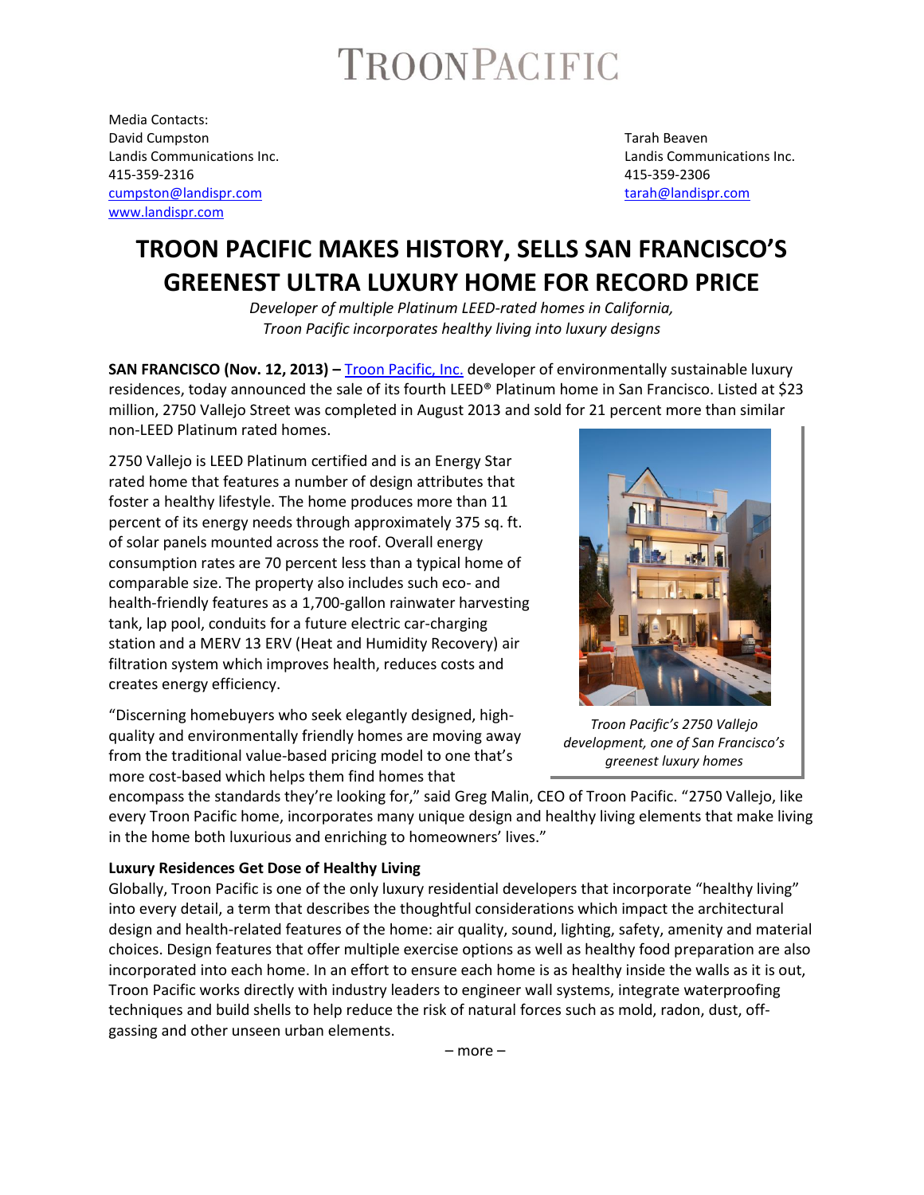TROONPACIFIC

Media Contacts:
David Cumpston
Landis Communications Inc.
415-359-2316
cumpston@landispr.com
www.landispr.com

Tarah Beaven
Landis Communications Inc.
415-359-2306
tarah@landispr.com

# TROON PACIFIC MAKES HISTORY, SELLS SAN FRANCISCO'S GREENEST ULTRA LUXURY HOME FOR RECORD PRICE

*Developer of multiple Platinum LEED-rated homes in California,*
*Troon Pacific incorporates healthy living into luxury designs*

**SAN FRANCISCO (Nov. 12, 2013) –** Troon Pacific, Inc. developer of environmentally sustainable luxury residences, today announced the sale of its fourth LEED® Platinum home in San Francisco. Listed at $23 million, 2750 Vallejo Street was completed in August 2013 and sold for 21 percent more than similar non-LEED Platinum rated homes.

2750 Vallejo is LEED Platinum certified and is an Energy Star rated home that features a number of design attributes that foster a healthy lifestyle. The home produces more than 11 percent of its energy needs through approximately 375 sq. ft. of solar panels mounted across the roof. Overall energy consumption rates are 70 percent less than a typical home of comparable size. The property also includes such eco- and health-friendly features as a 1,700-gallon rainwater harvesting tank, lap pool, conduits for a future electric car-charging station and a MERV 13 ERV (Heat and Humidity Recovery) air filtration system which improves health, reduces costs and creates energy efficiency.

*Troon Pacific's 2750 Vallejo development, one of San Francisco's greenest luxury homes*

"Discerning homebuyers who seek elegantly designed, high-quality and environmentally friendly homes are moving away from the traditional value-based pricing model to one that's more cost-based which helps them find homes that encompass the standards they're looking for," said Greg Malin, CEO of Troon Pacific. "2750 Vallejo, like every Troon Pacific home, incorporates many unique design and healthy living elements that make living in the home both luxurious and enriching to homeowners' lives."

**Luxury Residences Get Dose of Healthy Living**

Globally, Troon Pacific is one of the only luxury residential developers that incorporate "healthy living" into every detail, a term that describes the thoughtful considerations which impact the architectural design and health-related features of the home: air quality, sound, lighting, safety, amenity and material choices. Design features that offer multiple exercise options as well as healthy food preparation are also incorporated into each home. In an effort to ensure each home is as healthy inside the walls as it is out, Troon Pacific works directly with industry leaders to engineer wall systems, integrate waterproofing techniques and build shells to help reduce the risk of natural forces such as mold, radon, dust, off-gassing and other unseen urban elements.

– more –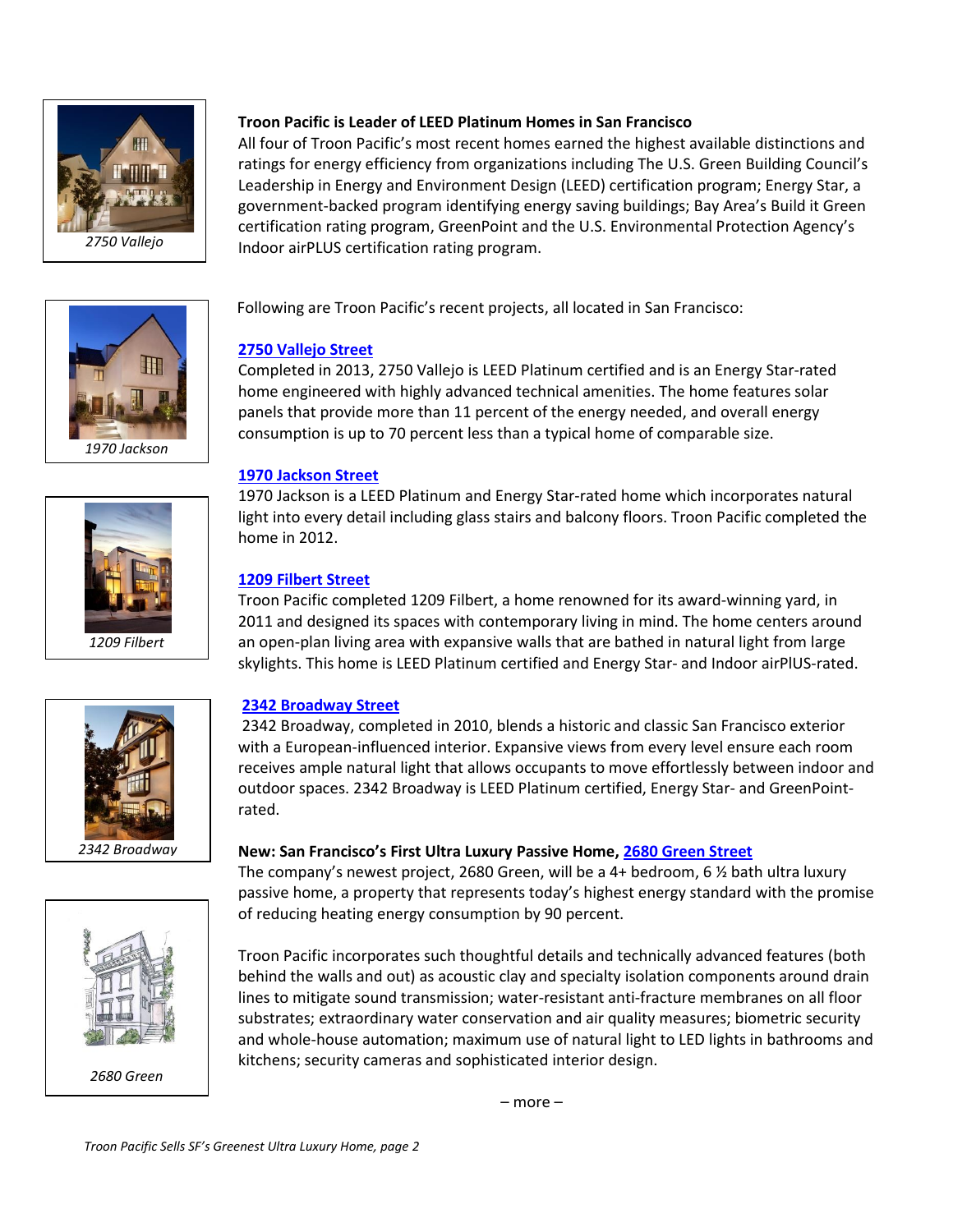**Troon Pacific is Leader of LEED Platinum Homes in San Francisco**

All four of Troon Pacific's most recent homes earned the highest available distinctions and ratings for energy efficiency from organizations including The U.S. Green Building Council's Leadership in Energy and Environment Design (LEED) certification program; Energy Star, a government-backed program identifying energy saving buildings; Bay Area's Build it Green certification rating program, GreenPoint and the U.S. Environmental Protection Agency's Indoor airPLUS certification rating program.

*2750 Vallejo*

Following are Troon Pacific's recent projects, all located in San Francisco:

**2750 Vallejo Street**

Completed in 2013, 2750 Vallejo is LEED Platinum certified and is an Energy Star-rated home engineered with highly advanced technical amenities. The home features solar panels that provide more than 11 percent of the energy needed, and overall energy consumption is up to 70 percent less than a typical home of comparable size.

*1970 Jackson*

**1970 Jackson Street**

1970 Jackson is a LEED Platinum and Energy Star-rated home which incorporates natural light into every detail including glass stairs and balcony floors. Troon Pacific completed the home in 2012.

*1209 Filbert*

**1209 Filbert Street**

Troon Pacific completed 1209 Filbert, a home renowned for its award-winning yard, in 2011 and designed its spaces with contemporary living in mind. The home centers around an open-plan living area with expansive walls that are bathed in natural light from large skylights. This home is LEED Platinum certified and Energy Star- and Indoor airPlUS-rated.

*2342 Broadway*

**2342 Broadway Street**

2342 Broadway, completed in 2010, blends a historic and classic San Francisco exterior with a European-influenced interior. Expansive views from every level ensure each room receives ample natural light that allows occupants to move effortlessly between indoor and outdoor spaces. 2342 Broadway is LEED Platinum certified, Energy Star- and GreenPoint-rated.

**New: San Francisco's First Ultra Luxury Passive Home, 2680 Green Street**

The company's newest project, 2680 Green, will be a 4+ bedroom, 6 ½ bath ultra luxury passive home, a property that represents today's highest energy standard with the promise of reducing heating energy consumption by 90 percent.

*2680 Green*

Troon Pacific incorporates such thoughtful details and technically advanced features (both behind the walls and out) as acoustic clay and specialty isolation components around drain lines to mitigate sound transmission; water-resistant anti-fracture membranes on all floor substrates; extraordinary water conservation and air quality measures; biometric security and whole-house automation; maximum use of natural light to LED lights in bathrooms and kitchens; security cameras and sophisticated interior design.

– more –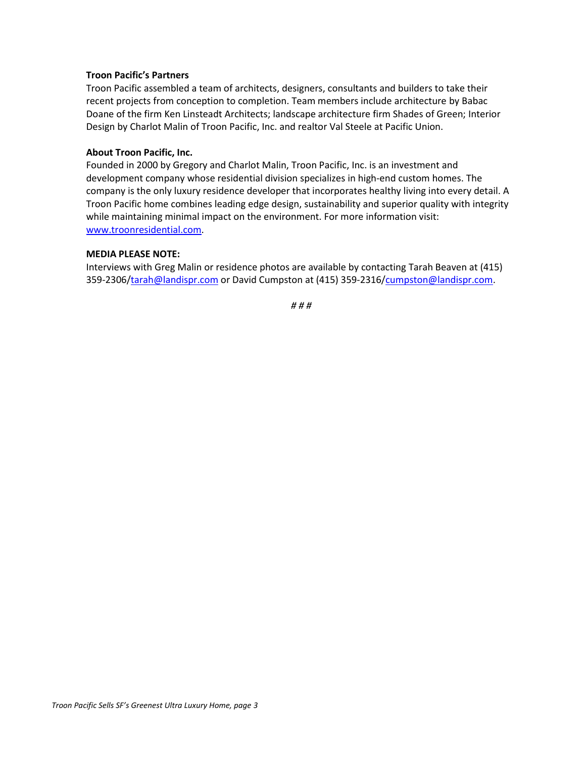**Troon Pacific's Partners**

Troon Pacific assembled a team of architects, designers, consultants and builders to take their recent projects from conception to completion. Team members include architecture by Babac Doane of the firm Ken Linsteadt Architects; landscape architecture firm Shades of Green; Interior Design by Charlot Malin of Troon Pacific, Inc. and realtor Val Steele at Pacific Union.

**About Troon Pacific, Inc.**

Founded in 2000 by Gregory and Charlot Malin, Troon Pacific, Inc. is an investment and development company whose residential division specializes in high-end custom homes. The company is the only luxury residence developer that incorporates healthy living into every detail. A Troon Pacific home combines leading edge design, sustainability and superior quality with integrity while maintaining minimal impact on the environment. For more information visit: [www.troonresidential.com](http://www.troonresidential.com).

**MEDIA PLEASE NOTE:**

Interviews with Greg Malin or residence photos are available by contacting Tarah Beaven at (415) 359-2306/[tarah@landispr.com](mailto:tarah@landispr.com) or David Cumpston at (415) 359-2316/[cumpston@landispr.com](mailto:cumpston@landispr.com).

*# # #*